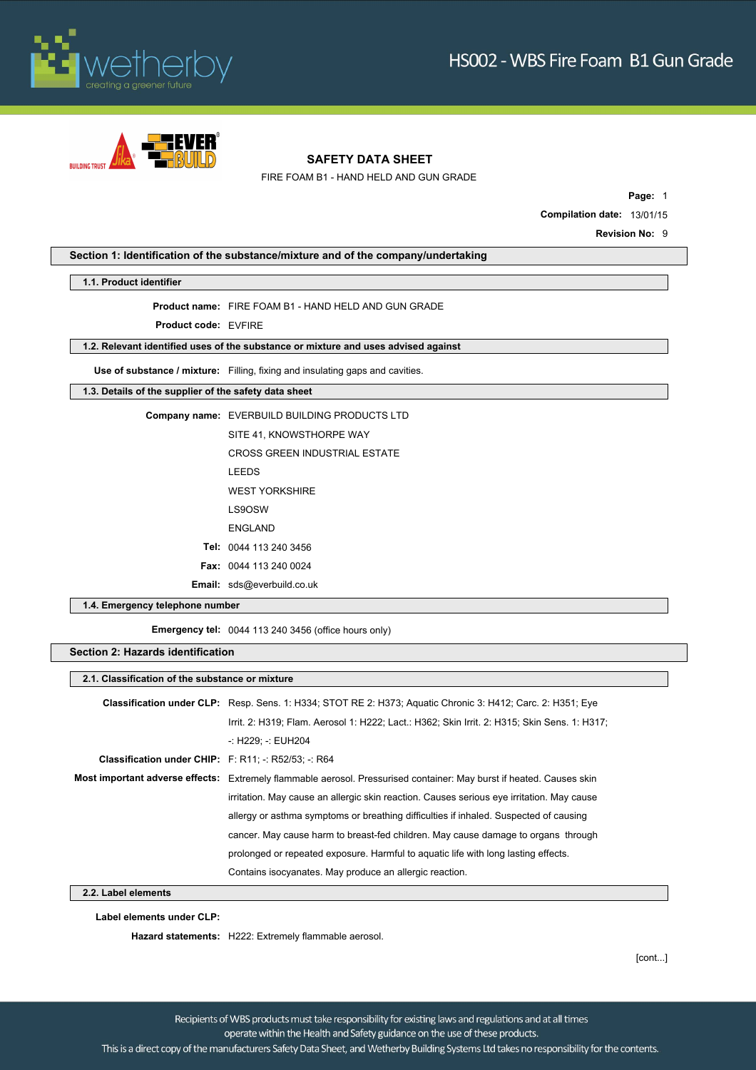# SAFETY DATA SHEET

FIRE FOAM B1 - HAND HELD AND GUN GRADE

**Page:** 1

**Compilation date:** 13/01/15

**Revision No:** 9

## Section 1: Identification of the substance/mixture and of the company/undertaking

### 1.1. Product identifier

**Product name:** FIRE FOAM B1 - HAND HELD AND GUN GRADE

**Product code:** EVFIRE

### 1.2. Relevant identified uses of the substance or mixture and uses advised against

**Use of substance / mixture:** Filling, fixing and insulating gaps and cavities.

### 1.3. Details of the supplier of the safety data sheet

**Company name:** EVERBUILD BUILDING PRODUCTS LTD

SITE 41, KNOWSTHORPE WAY

CROSS GREEN INDUSTRIAL ESTATE

LEEDS

WEST YORKSHIRE

LS9OSW

ENGLAND

**Tel:** 0044 113 240 3456

**Fax:** 0044 113 240 0024

**Email:** sds@everbuild.co.uk

### 1.4. Emergency telephone number

**Emergency tel:** 0044 113 240 3456 (office hours only)

## Section 2: Hazards identification

### 2.1. Classification of the substance or mixture

**Classification under CLP:** Resp. Sens. 1: H334; STOT RE 2: H373; Aquatic Chronic 3: H412; Carc. 2: H351; Eye Irrit. 2: H319; Flam. Aerosol 1: H222; Lact.: H362; Skin Irrit. 2: H315; Skin Sens. 1: H317; -: H229; -: EUH204

**Classification under CHIP:** F: R11; -: R52/53; -: R64

**Most important adverse effects:** Extremely flammable aerosol. Pressurised container: May burst if heated. Causes skin irritation. May cause an allergic skin reaction. Causes serious eye irritation. May cause allergy or asthma symptoms or breathing difficulties if inhaled. Suspected of causing cancer. May cause harm to breast-fed children. May cause damage to organs through prolonged or repeated exposure. Harmful to aquatic life with long lasting effects. Contains isocyanates. May produce an allergic reaction.

### 2.2. Label elements

**Label elements under CLP:**

**Hazard statements:** H222: Extremely flammable aerosol.

[cont...]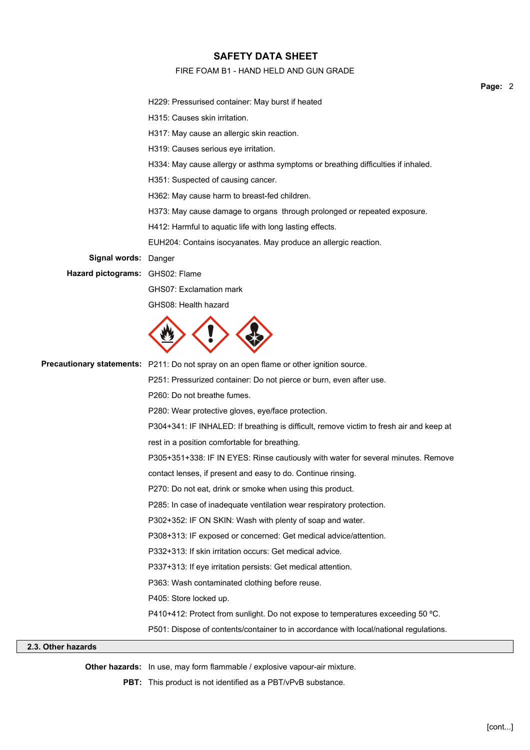H229: Pressurised container: May burst if heated

H315: Causes skin irritation.

H317: May cause an allergic skin reaction.

H319: Causes serious eye irritation.

H334: May cause allergy or asthma symptoms or breathing difficulties if inhaled.

H351: Suspected of causing cancer.

H362: May cause harm to breast-fed children.

H373: May cause damage to organs through prolonged or repeated exposure.

H412: Harmful to aquatic life with long lasting effects.

EUH204: Contains isocyanates. May produce an allergic reaction.

**Signal words:** Danger

**Hazard pictograms:** GHS02: Flame

GHS07: Exclamation mark

GHS08: Health hazard

**Precautionary statements:** P211: Do not spray on an open flame or other ignition source.

P251: Pressurized container: Do not pierce or burn, even after use.

P260: Do not breathe fumes.

P280: Wear protective gloves, eye/face protection.

P304+341: IF INHALED: If breathing is difficult, remove victim to fresh air and keep at rest in a position comfortable for breathing.

P305+351+338: IF IN EYES: Rinse cautiously with water for several minutes. Remove contact lenses, if present and easy to do. Continue rinsing.

P270: Do not eat, drink or smoke when using this product.

P285: In case of inadequate ventilation wear respiratory protection.

P302+352: IF ON SKIN: Wash with plenty of soap and water.

P308+313: IF exposed or concerned: Get medical advice/attention.

P332+313: If skin irritation occurs: Get medical advice.

P337+313: If eye irritation persists: Get medical attention.

P363: Wash contaminated clothing before reuse.

P405: Store locked up.

P410+412: Protect from sunlight. Do not expose to temperatures exceeding 50 ºC.

P501: Dispose of contents/container to in accordance with local/national regulations.

## 2.3. Other hazards

**Other hazards:** In use, may form flammable / explosive vapour-air mixture.

**PBT:** This product is not identified as a PBT/vPvB substance.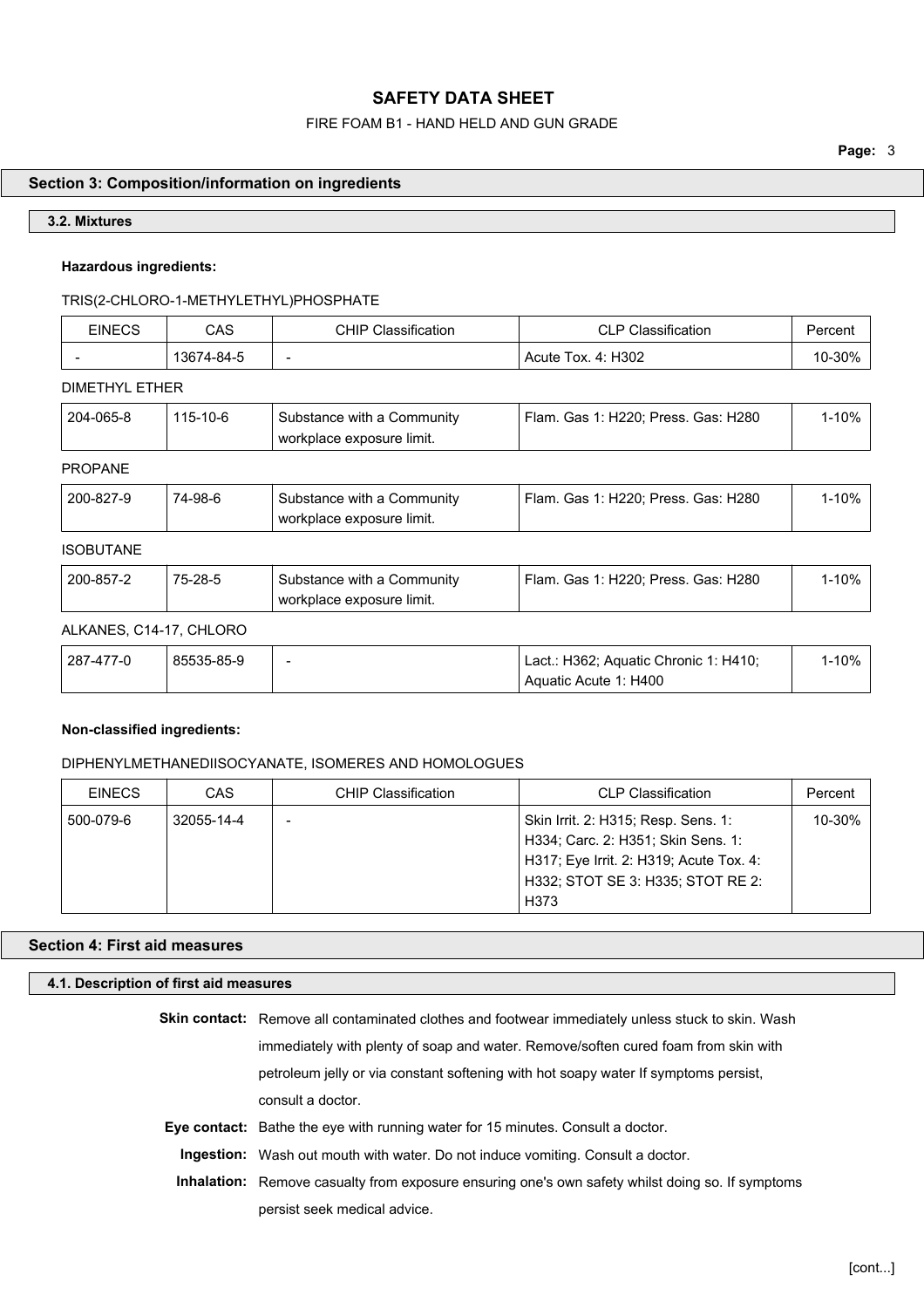## Section 3: Composition/information on ingredients

### 3.2. Mixtures

**Hazardous ingredients:**

TRIS(2-CHLORO-1-METHYLETHYL)PHOSPHATE

| EINECS | CAS | CHIP Classification | CLP Classification | Percent |
|---|---|---|---|---|
| - | 13674-84-5 | - | Acute Tox. 4: H302 | 10-30% |

DIMETHYL ETHER

| EINECS | CAS | CHIP Classification | CLP Classification | Percent |
|---|---|---|---|---|
| 204-065-8 | 115-10-6 | Substance with a Community workplace exposure limit. | Flam. Gas 1: H220; Press. Gas: H280 | 1-10% |

PROPANE

| EINECS | CAS | CHIP Classification | CLP Classification | Percent |
|---|---|---|---|---|
| 200-827-9 | 74-98-6 | Substance with a Community workplace exposure limit. | Flam. Gas 1: H220; Press. Gas: H280 | 1-10% |

ISOBUTANE

| EINECS | CAS | CHIP Classification | CLP Classification | Percent |
|---|---|---|---|---|
| 200-857-2 | 75-28-5 | Substance with a Community workplace exposure limit. | Flam. Gas 1: H220; Press. Gas: H280 | 1-10% |

ALKANES, C14-17, CHLORO

| EINECS | CAS | CHIP Classification | CLP Classification | Percent |
|---|---|---|---|---|
| 287-477-0 | 85535-85-9 | - | Lact.: H362; Aquatic Chronic 1: H410; Aquatic Acute 1: H400 | 1-10% |

**Non-classified ingredients:**

DIPHENYLMETHANEDIISOCYANATE, ISOMERES AND HOMOLOGUES

| EINECS | CAS | CHIP Classification | CLP Classification | Percent |
|---|---|---|---|---|
| 500-079-6 | 32055-14-4 | - | Skin Irrit. 2: H315; Resp. Sens. 1: H334; Carc. 2: H351; Skin Sens. 1: H317; Eye Irrit. 2: H319; Acute Tox. 4: H332; STOT SE 3: H335; STOT RE 2: H373 | 10-30% |

## Section 4: First aid measures

### 4.1. Description of first aid measures

**Skin contact:** Remove all contaminated clothes and footwear immediately unless stuck to skin. Wash immediately with plenty of soap and water. Remove/soften cured foam from skin with petroleum jelly or via constant softening with hot soapy water If symptoms persist, consult a doctor.

**Eye contact:** Bathe the eye with running water for 15 minutes. Consult a doctor.

**Ingestion:** Wash out mouth with water. Do not induce vomiting. Consult a doctor.

**Inhalation:** Remove casualty from exposure ensuring one's own safety whilst doing so. If symptoms persist seek medical advice.

[cont...]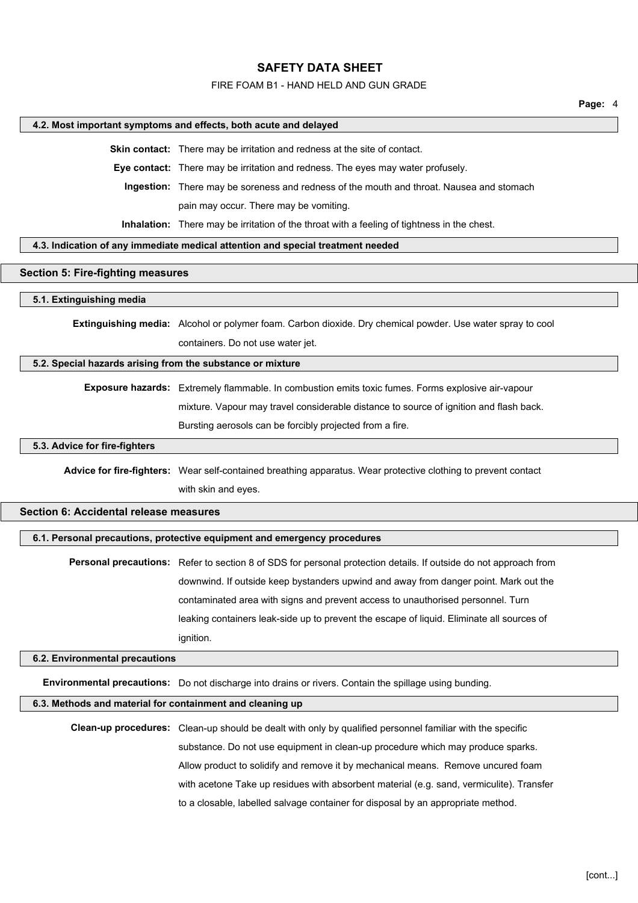### 4.2. Most important symptoms and effects, both acute and delayed

**Skin contact:** There may be irritation and redness at the site of contact.

**Eye contact:** There may be irritation and redness. The eyes may water profusely.

**Ingestion:** There may be soreness and redness of the mouth and throat. Nausea and stomach pain may occur. There may be vomiting.

**Inhalation:** There may be irritation of the throat with a feeling of tightness in the chest.

### 4.3. Indication of any immediate medical attention and special treatment needed

## Section 5: Fire-fighting measures

### 5.1. Extinguishing media

**Extinguishing media:** Alcohol or polymer foam. Carbon dioxide. Dry chemical powder. Use water spray to cool containers. Do not use water jet.

### 5.2. Special hazards arising from the substance or mixture

**Exposure hazards:** Extremely flammable. In combustion emits toxic fumes. Forms explosive air-vapour mixture. Vapour may travel considerable distance to source of ignition and flash back. Bursting aerosols can be forcibly projected from a fire.

### 5.3. Advice for fire-fighters

**Advice for fire-fighters:** Wear self-contained breathing apparatus. Wear protective clothing to prevent contact with skin and eyes.

## Section 6: Accidental release measures

### 6.1. Personal precautions, protective equipment and emergency procedures

**Personal precautions:** Refer to section 8 of SDS for personal protection details. If outside do not approach from downwind. If outside keep bystanders upwind and away from danger point. Mark out the contaminated area with signs and prevent access to unauthorised personnel. Turn leaking containers leak-side up to prevent the escape of liquid. Eliminate all sources of ignition.

### 6.2. Environmental precautions

**Environmental precautions:** Do not discharge into drains or rivers. Contain the spillage using bunding.

### 6.3. Methods and material for containment and cleaning up

**Clean-up procedures:** Clean-up should be dealt with only by qualified personnel familiar with the specific substance. Do not use equipment in clean-up procedure which may produce sparks. Allow product to solidify and remove it by mechanical means. Remove uncured foam with acetone Take up residues with absorbent material (e.g. sand, vermiculite). Transfer to a closable, labelled salvage container for disposal by an appropriate method.

[cont...]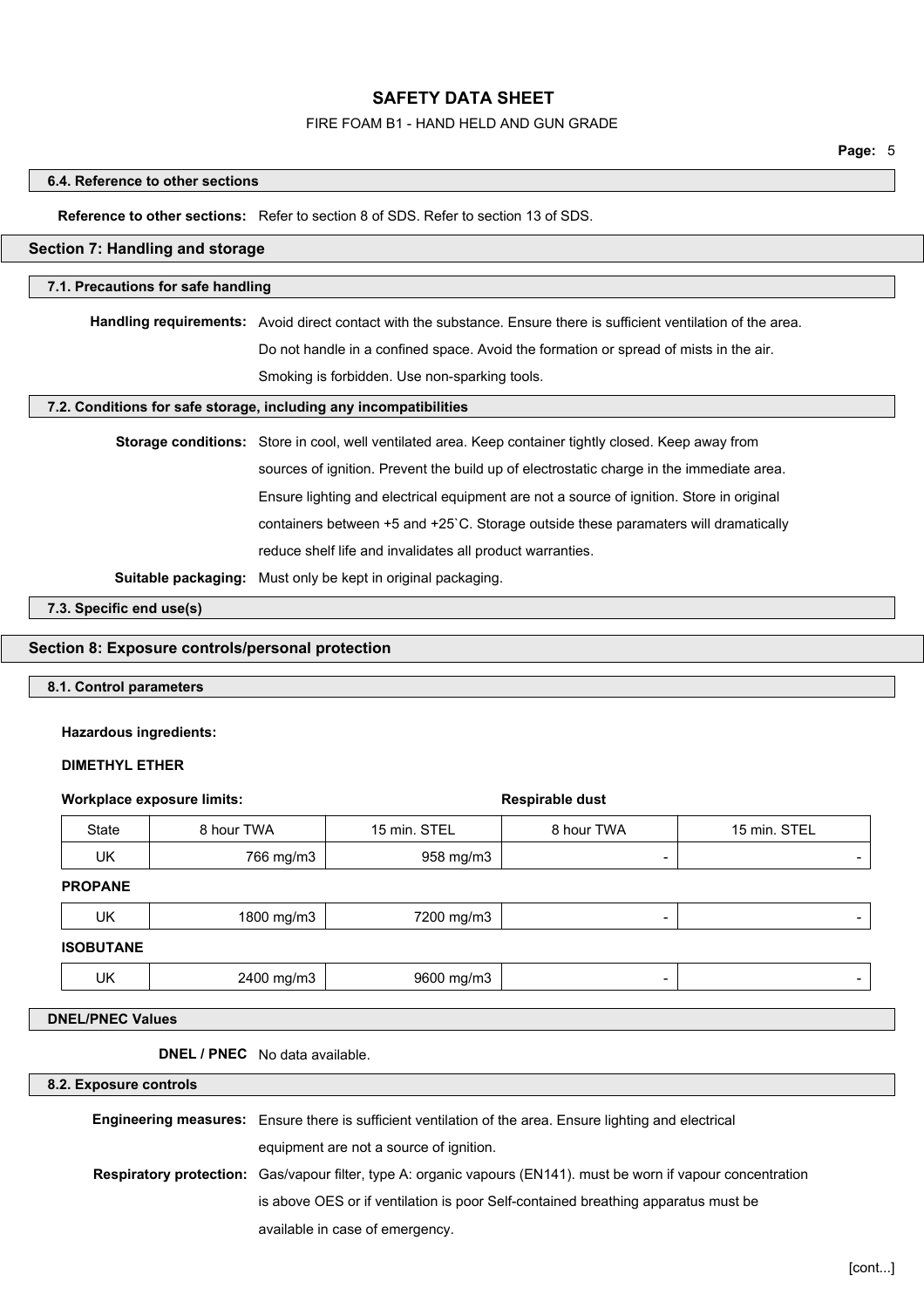#### 6.4. Reference to other sections

**Reference to other sections:** Refer to section 8 of SDS. Refer to section 13 of SDS.

## Section 7: Handling and storage

#### 7.1. Precautions for safe handling

**Handling requirements:** Avoid direct contact with the substance. Ensure there is sufficient ventilation of the area. Do not handle in a confined space. Avoid the formation or spread of mists in the air. Smoking is forbidden. Use non-sparking tools.

#### 7.2. Conditions for safe storage, including any incompatibilities

**Storage conditions:** Store in cool, well ventilated area. Keep container tightly closed. Keep away from sources of ignition. Prevent the build up of electrostatic charge in the immediate area. Ensure lighting and electrical equipment are not a source of ignition. Store in original containers between +5 and +25`C. Storage outside these paramaters will dramatically reduce shelf life and invalidates all product warranties.

**Suitable packaging:** Must only be kept in original packaging.

#### 7.3. Specific end use(s)

## Section 8: Exposure controls/personal protection

#### 8.1. Control parameters

**Hazardous ingredients:**

**DIMETHYL ETHER**

| Workplace exposure limits: | | | Respirable dust | |
|---|---|---|---|---|
| State | 8 hour TWA | 15 min. STEL | 8 hour TWA | 15 min. STEL |
| UK | 766 mg/m3 | 958 mg/m3 | - | - |

**PROPANE**

| State | 8 hour TWA | 15 min. STEL | 8 hour TWA | 15 min. STEL |
|---|---|---|---|---|
| UK | 1800 mg/m3 | 7200 mg/m3 | - | - |

**ISOBUTANE**

| State | 8 hour TWA | 15 min. STEL | 8 hour TWA | 15 min. STEL |
|---|---|---|---|---|
| UK | 2400 mg/m3 | 9600 mg/m3 | - | - |

#### DNEL/PNEC Values

**DNEL / PNEC** No data available.

#### 8.2. Exposure controls

**Engineering measures:** Ensure there is sufficient ventilation of the area. Ensure lighting and electrical equipment are not a source of ignition.

**Respiratory protection:** Gas/vapour filter, type A: organic vapours (EN141). must be worn if vapour concentration is above OES or if ventilation is poor Self-contained breathing apparatus must be available in case of emergency.

[cont...]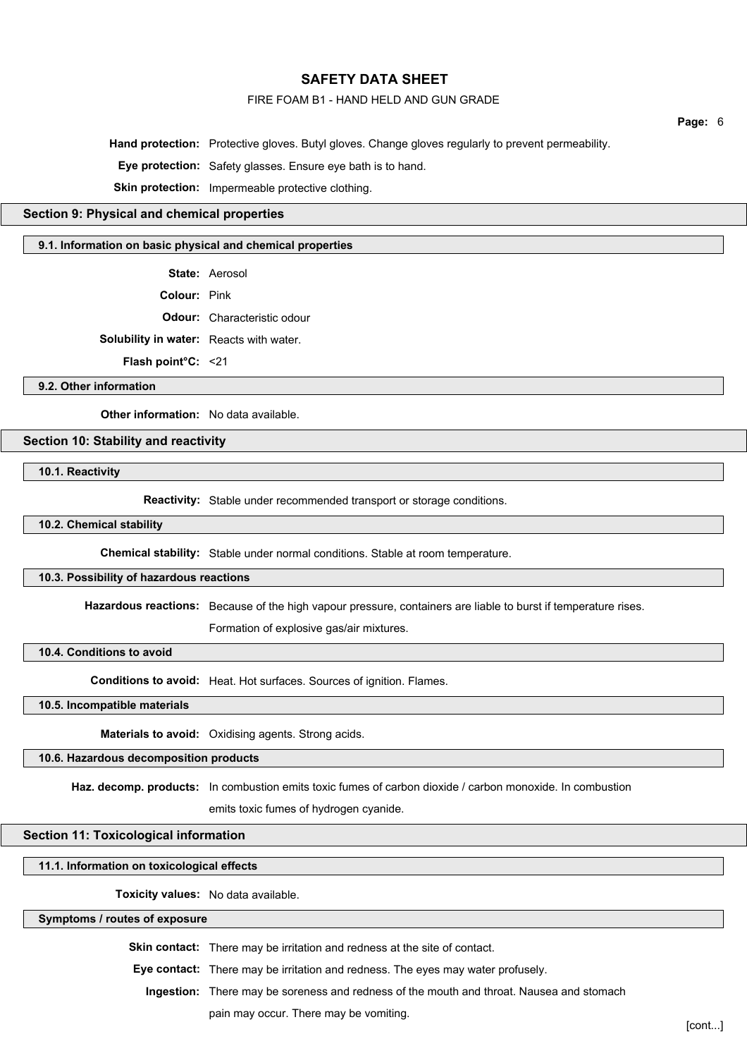**Hand protection:** Protective gloves. Butyl gloves. Change gloves regularly to prevent permeability.

**Eye protection:** Safety glasses. Ensure eye bath is to hand.

**Skin protection:** Impermeable protective clothing.

## Section 9: Physical and chemical properties

### 9.1. Information on basic physical and chemical properties

**State:** Aerosol

**Colour:** Pink

**Odour:** Characteristic odour

**Solubility in water:** Reacts with water.

**Flash point°C:** <21

### 9.2. Other information

**Other information:** No data available.

## Section 10: Stability and reactivity

### 10.1. Reactivity

**Reactivity:** Stable under recommended transport or storage conditions.

### 10.2. Chemical stability

**Chemical stability:** Stable under normal conditions. Stable at room temperature.

### 10.3. Possibility of hazardous reactions

**Hazardous reactions:** Because of the high vapour pressure, containers are liable to burst if temperature rises. Formation of explosive gas/air mixtures.

### 10.4. Conditions to avoid

**Conditions to avoid:** Heat. Hot surfaces. Sources of ignition. Flames.

### 10.5. Incompatible materials

**Materials to avoid:** Oxidising agents. Strong acids.

### 10.6. Hazardous decomposition products

**Haz. decomp. products:** In combustion emits toxic fumes of carbon dioxide / carbon monoxide. In combustion emits toxic fumes of hydrogen cyanide.

## Section 11: Toxicological information

### 11.1. Information on toxicological effects

**Toxicity values:** No data available.

### Symptoms / routes of exposure

**Skin contact:** There may be irritation and redness at the site of contact.

**Eye contact:** There may be irritation and redness. The eyes may water profusely.

**Ingestion:** There may be soreness and redness of the mouth and throat. Nausea and stomach pain may occur. There may be vomiting.

[cont...]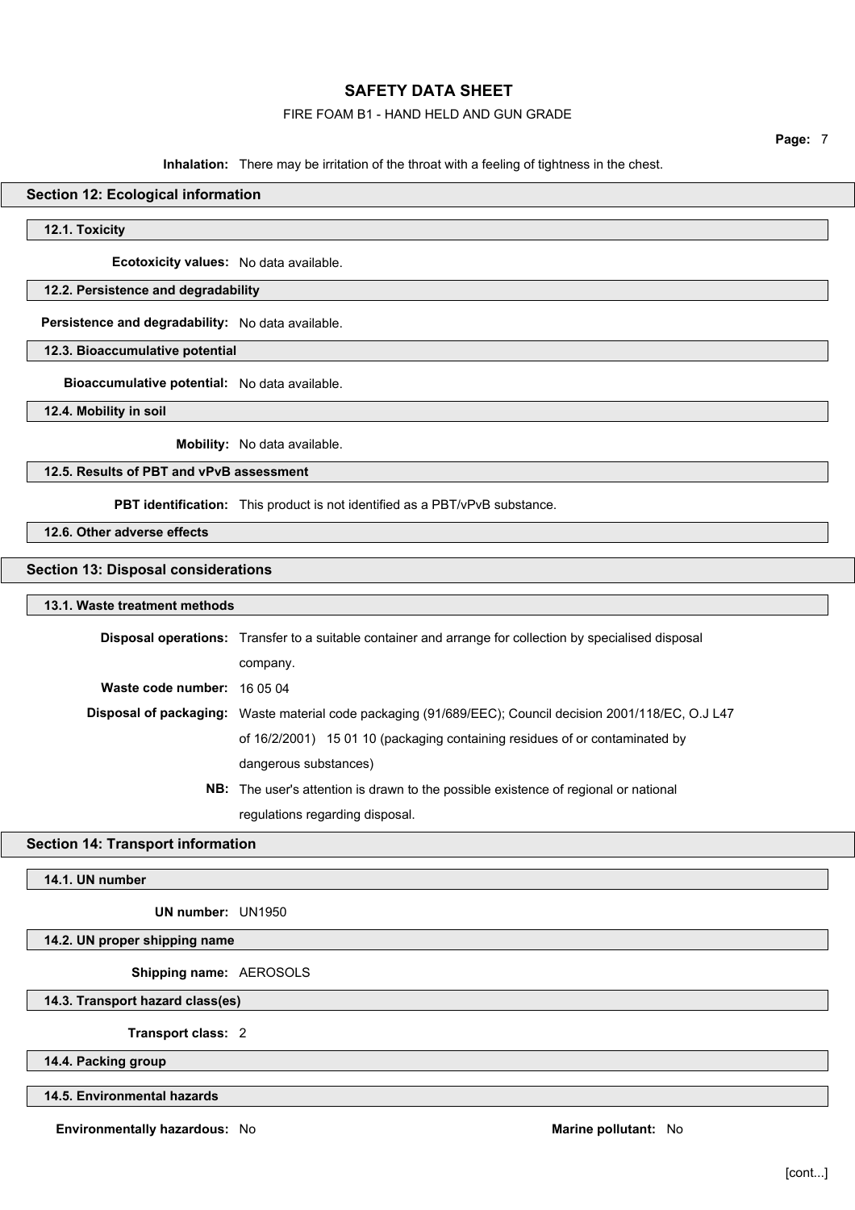**Inhalation:** There may be irritation of the throat with a feeling of tightness in the chest.

## Section 12: Ecological information

### 12.1. Toxicity

**Ecotoxicity values:** No data available.

### 12.2. Persistence and degradability

**Persistence and degradability:** No data available.

### 12.3. Bioaccumulative potential

**Bioaccumulative potential:** No data available.

### 12.4. Mobility in soil

**Mobility:** No data available.

### 12.5. Results of PBT and vPvB assessment

**PBT identification:** This product is not identified as a PBT/vPvB substance.

### 12.6. Other adverse effects

## Section 13: Disposal considerations

### 13.1. Waste treatment methods

**Disposal operations:** Transfer to a suitable container and arrange for collection by specialised disposal company.

**Waste code number:** 16 05 04

**Disposal of packaging:** Waste material code packaging (91/689/EEC); Council decision 2001/118/EC, O.J L47 of 16/2/2001) 15 01 10 (packaging containing residues of or contaminated by dangerous substances)

**NB:** The user's attention is drawn to the possible existence of regional or national regulations regarding disposal.

## Section 14: Transport information

### 14.1. UN number

**UN number:** UN1950

### 14.2. UN proper shipping name

**Shipping name:** AEROSOLS

### 14.3. Transport hazard class(es)

**Transport class:** 2

### 14.4. Packing group

### 14.5. Environmental hazards

**Environmentally hazardous:** No

**Marine pollutant:** No

[cont...]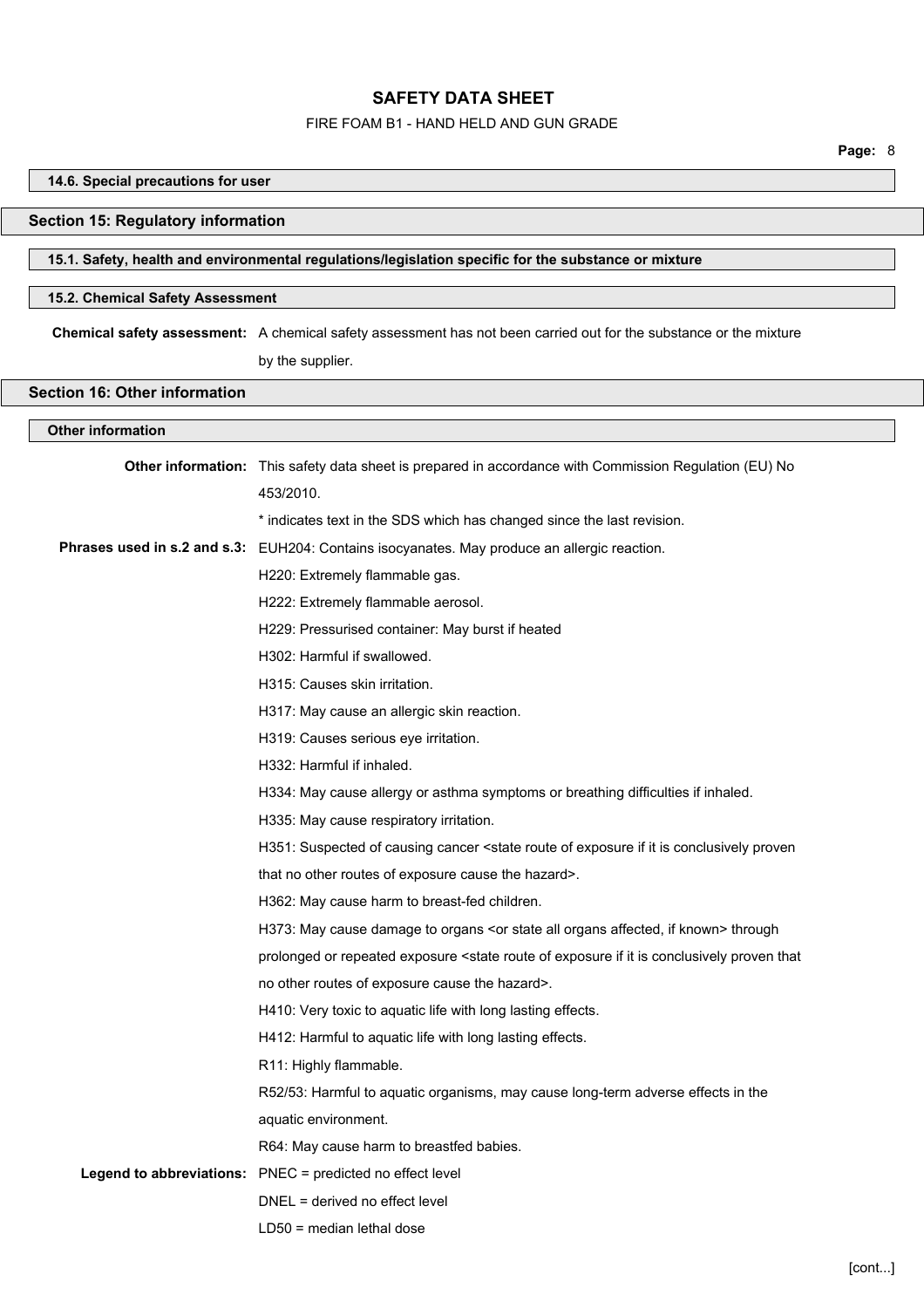### 14.6. Special precautions for user

## Section 15: Regulatory information

### 15.1. Safety, health and environmental regulations/legislation specific for the substance or mixture

### 15.2. Chemical Safety Assessment

**Chemical safety assessment:** A chemical safety assessment has not been carried out for the substance or the mixture by the supplier.

## Section 16: Other information

### Other information

**Other information:** This safety data sheet is prepared in accordance with Commission Regulation (EU) No 453/2010.

* indicates text in the SDS which has changed since the last revision.

**Phrases used in s.2 and s.3:** EUH204: Contains isocyanates. May produce an allergic reaction.

H220: Extremely flammable gas.

H222: Extremely flammable aerosol.

H229: Pressurised container: May burst if heated

H302: Harmful if swallowed.

H315: Causes skin irritation.

H317: May cause an allergic skin reaction.

H319: Causes serious eye irritation.

H332: Harmful if inhaled.

H334: May cause allergy or asthma symptoms or breathing difficulties if inhaled.

H335: May cause respiratory irritation.

H351: Suspected of causing cancer <state route of exposure if it is conclusively proven that no other routes of exposure cause the hazard>.

H362: May cause harm to breast-fed children.

H373: May cause damage to organs <or state all organs affected, if known> through prolonged or repeated exposure <state route of exposure if it is conclusively proven that no other routes of exposure cause the hazard>.

H410: Very toxic to aquatic life with long lasting effects.

H412: Harmful to aquatic life with long lasting effects.

R11: Highly flammable.

R52/53: Harmful to aquatic organisms, may cause long-term adverse effects in the aquatic environment.

R64: May cause harm to breastfed babies.

**Legend to abbreviations:** PNEC = predicted no effect level

DNEL = derived no effect level

LD50 = median lethal dose

[cont...]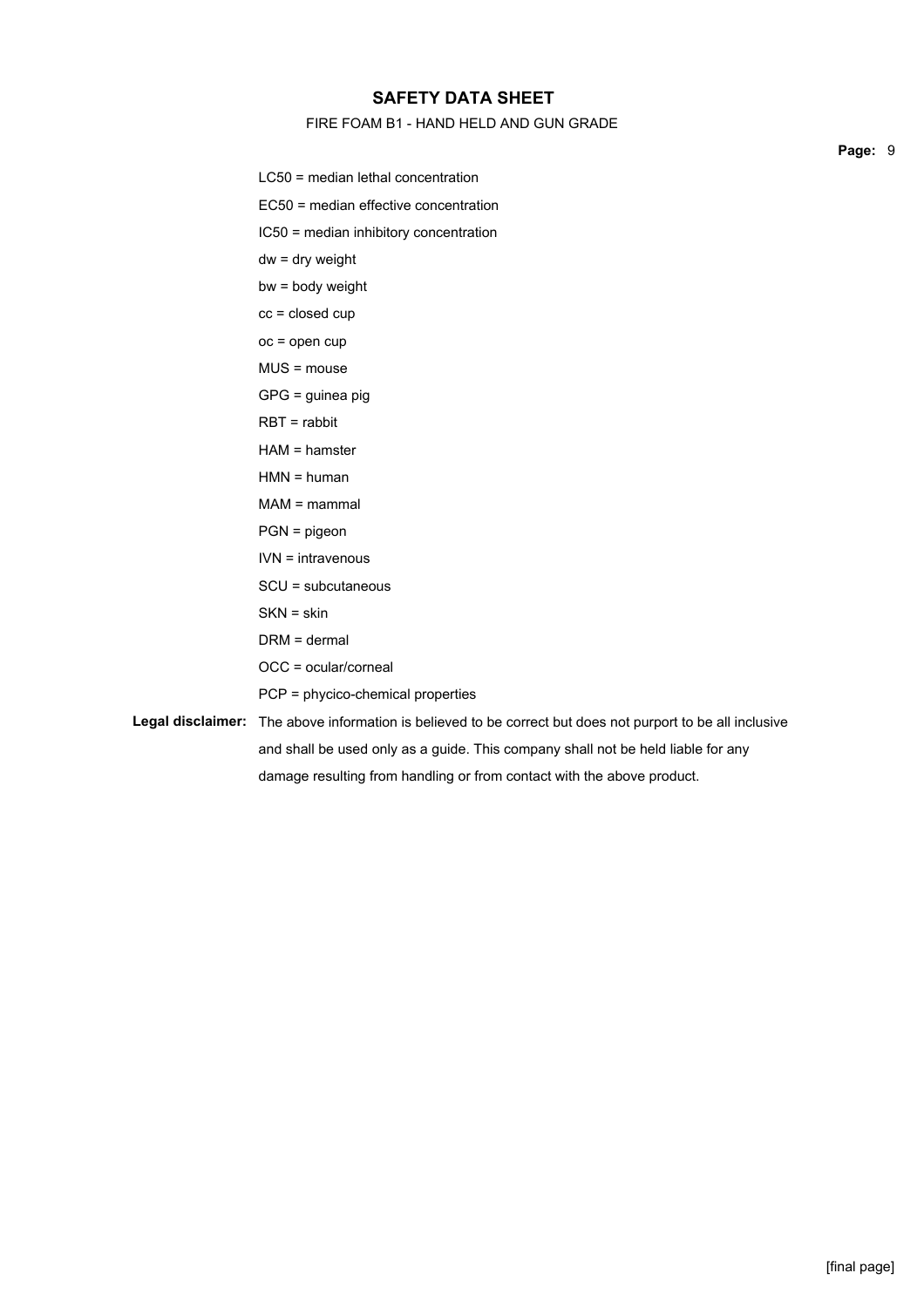LC50 = median lethal concentration

EC50 = median effective concentration

IC50 = median inhibitory concentration

dw = dry weight

bw = body weight

cc = closed cup

oc = open cup

MUS = mouse

GPG = guinea pig

RBT = rabbit

HAM = hamster

HMN = human

MAM = mammal

PGN = pigeon

IVN = intravenous

SCU = subcutaneous

SKN = skin

DRM = dermal

OCC = ocular/corneal

PCP = phycico-chemical properties

**Legal disclaimer:** The above information is believed to be correct but does not purport to be all inclusive and shall be used only as a guide. This company shall not be held liable for any damage resulting from handling or from contact with the above product.